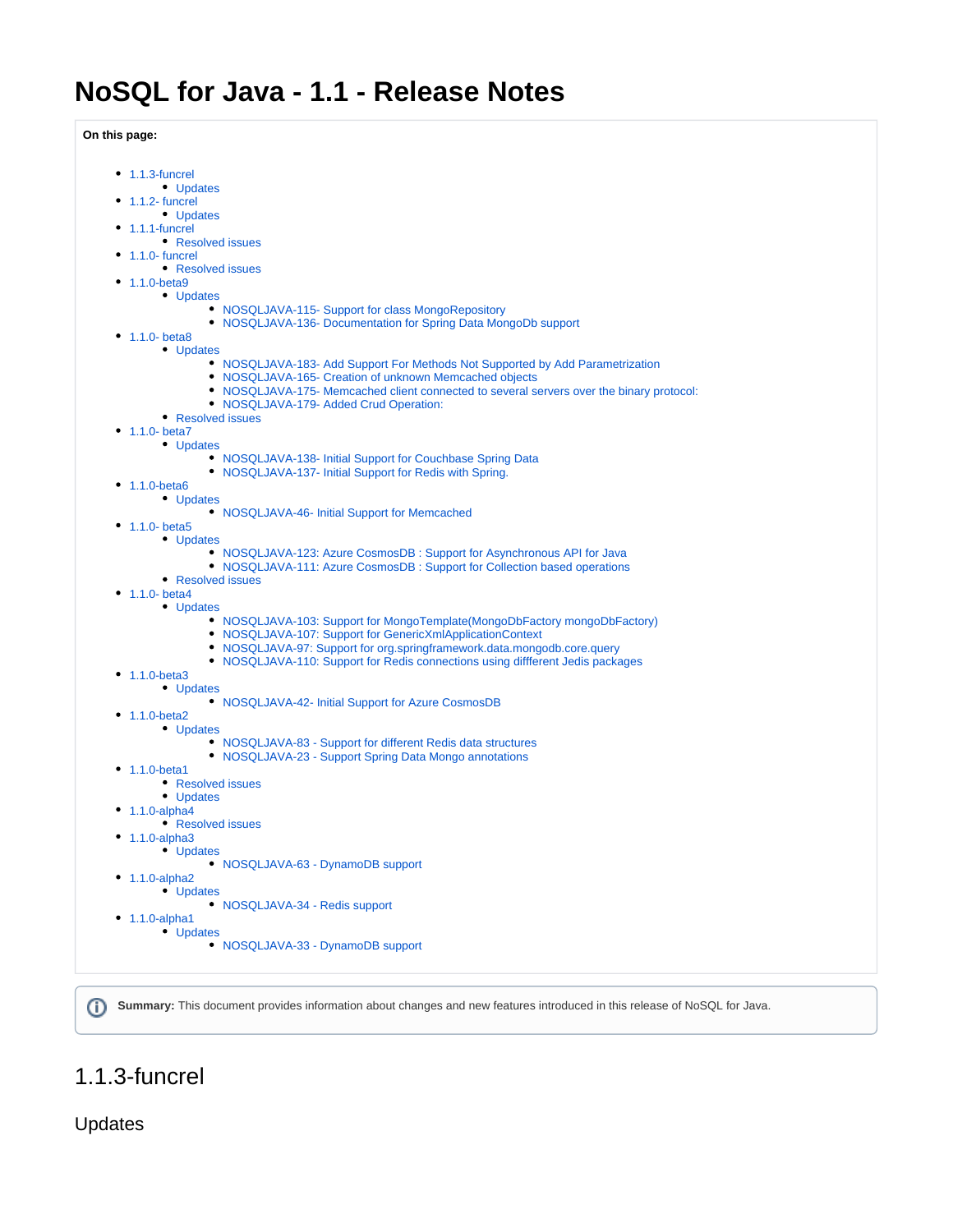# NoSQL for Java - 1.1 - Release Notes

**On this page:**

- 1.1.3-funcrel
    - Updates
- 1.1.2- funcrel
    - Updates
- 1.1.1-funcrel
    - Resolved issues
- 1.1.0- funcrel
    - Resolved issues
- 1.1.0-beta9
    - Updates
        - NOSQLJAVA-115- Support for class MongoRepository
        - NOSQLJAVA-136- Documentation for Spring Data MongoDb support
- 1.1.0- beta8
    - Updates
        - NOSQLJAVA-183- Add Support For Methods Not Supported by Add Parametrization
        - NOSQLJAVA-165- Creation of unknown Memcached objects
        - NOSQLJAVA-175- Memcached client connected to several servers over the binary protocol:
        - NOSQLJAVA-179- Added Crud Operation:
    - Resolved issues
- 1.1.0- beta7
    - Updates
        - NOSQLJAVA-138- Initial Support for Couchbase Spring Data
        - NOSQLJAVA-137- Initial Support for Redis with Spring.
- 1.1.0-beta6
    - Updates
        - NOSQLJAVA-46- Initial Support for Memcached
- 1.1.0- beta5
    - Updates
        - NOSQLJAVA-123: Azure CosmosDB : Support for Asynchronous API for Java
        - NOSQLJAVA-111: Azure CosmosDB : Support for Collection based operations
    - Resolved issues
- 1.1.0- beta4
    - Updates
        - NOSQLJAVA-103: Support for MongoTemplate(MongoDbFactory mongoDbFactory)
        - NOSQLJAVA-107: Support for GenericXmlApplicationContext
        - NOSQLJAVA-97: Support for org.springframework.data.mongodb.core.query
        - NOSQLJAVA-110: Support for Redis connections using diffferent Jedis packages
- 1.1.0-beta3
    - Updates
        - NOSQLJAVA-42- Initial Support for Azure CosmosDB
- 1.1.0-beta2
    - Updates
        - NOSQLJAVA-83 - Support for different Redis data structures
        - NOSQLJAVA-23 - Support Spring Data Mongo annotations
- 1.1.0-beta1
    - Resolved issues
    - Updates
- 1.1.0-alpha4
    - Resolved issues
- 1.1.0-alpha3
    - Updates
        - NOSQLJAVA-63 - DynamoDB support
- 1.1.0-alpha2
    - Updates
        - NOSQLJAVA-34 - Redis support
- 1.1.0-alpha1
    - Updates
        - NOSQLJAVA-33 - DynamoDB support

**Summary:** This document provides information about changes and new features introduced in this release of NoSQL for Java.

## 1.1.3-funcrel

### Updates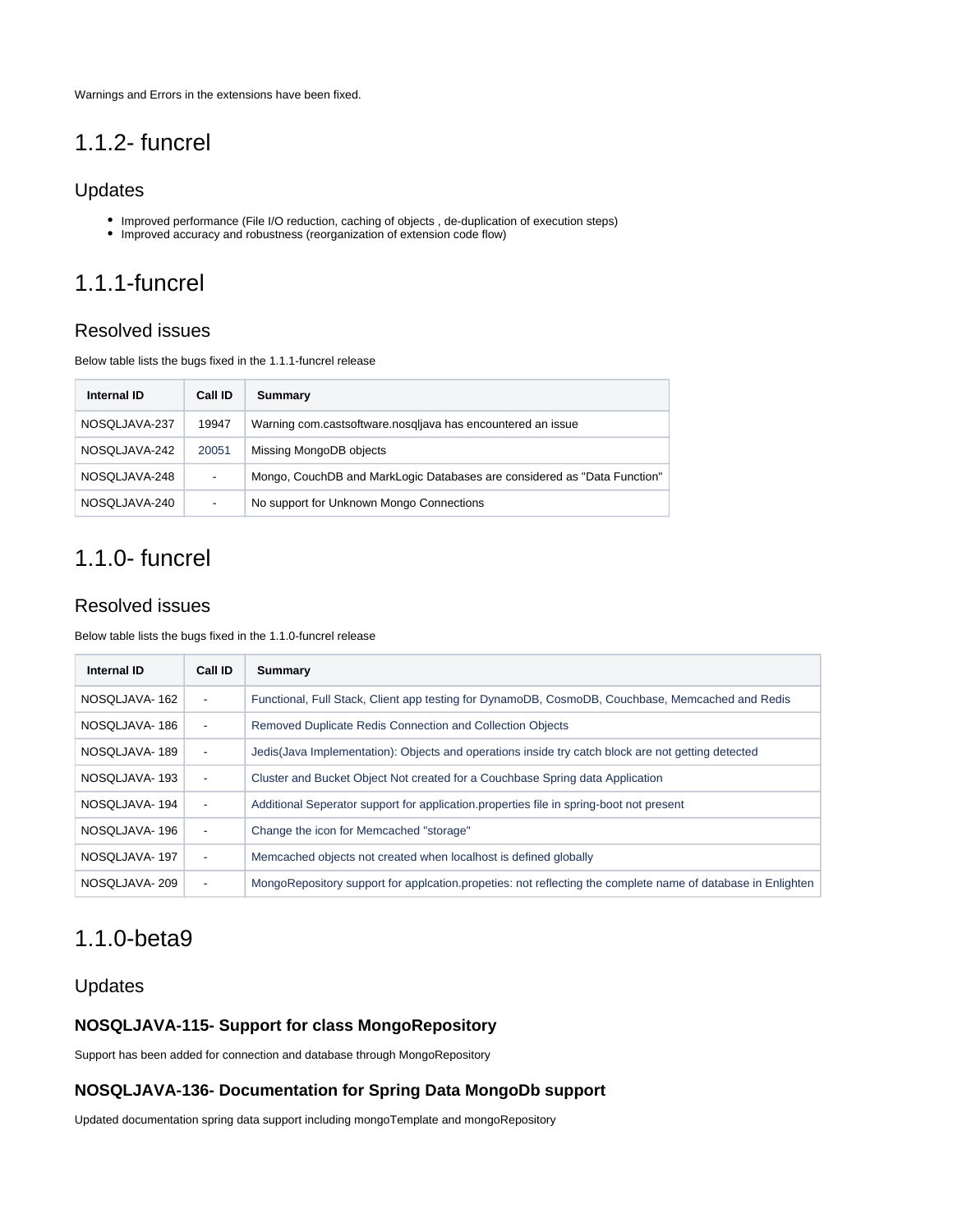Warnings and Errors in the extensions have been fixed.

# 1.1.2- funcrel

## Updates

- Improved performance (File I/O reduction, caching of objects , de-duplication of execution steps)
- Improved accuracy and robustness (reorganization of extension code flow)

# 1.1.1-funcrel

## Resolved issues

Below table lists the bugs fixed in the 1.1.1-funcrel release

| Internal ID | Call ID | Summary |
|---|---|---|
| NOSQLJAVA-237 | 19947 | Warning com.castsoftware.nosqljava has encountered an issue |
| NOSQLJAVA-242 | 20051 | Missing MongoDB objects |
| NOSQLJAVA-248 | - | Mongo, CouchDB and MarkLogic Databases are considered as "Data Function" |
| NOSQLJAVA-240 | - | No support for Unknown Mongo Connections |

# 1.1.0- funcrel

## Resolved issues

Below table lists the bugs fixed in the 1.1.0-funcrel release

| Internal ID | Call ID | Summary |
|---|---|---|
| NOSQLJAVA- 162 | - | Functional, Full Stack, Client app testing for DynamoDB, CosmoDB, Couchbase, Memcached and Redis |
| NOSQLJAVA- 186 | - | Removed Duplicate Redis Connection and Collection Objects |
| NOSQLJAVA- 189 | - | Jedis(Java Implementation): Objects and operations inside try catch block are not getting detected |
| NOSQLJAVA- 193 | - | Cluster and Bucket Object Not created for a Couchbase Spring data Application |
| NOSQLJAVA- 194 | - | Additional Seperator support for application.properties file in spring-boot not present |
| NOSQLJAVA- 196 | - | Change the icon for Memcached "storage" |
| NOSQLJAVA- 197 | - | Memcached objects not created when localhost is defined globally |
| NOSQLJAVA- 209 | - | MongoRepository support for applcation.propeties: not reflecting the complete name of database in Enlighten |

# 1.1.0-beta9

## Updates

### NOSQLJAVA-115- Support for class MongoRepository

Support has been added for connection and database through MongoRepository

### NOSQLJAVA-136- Documentation for Spring Data MongoDb support

Updated documentation spring data support including mongoTemplate and mongoRepository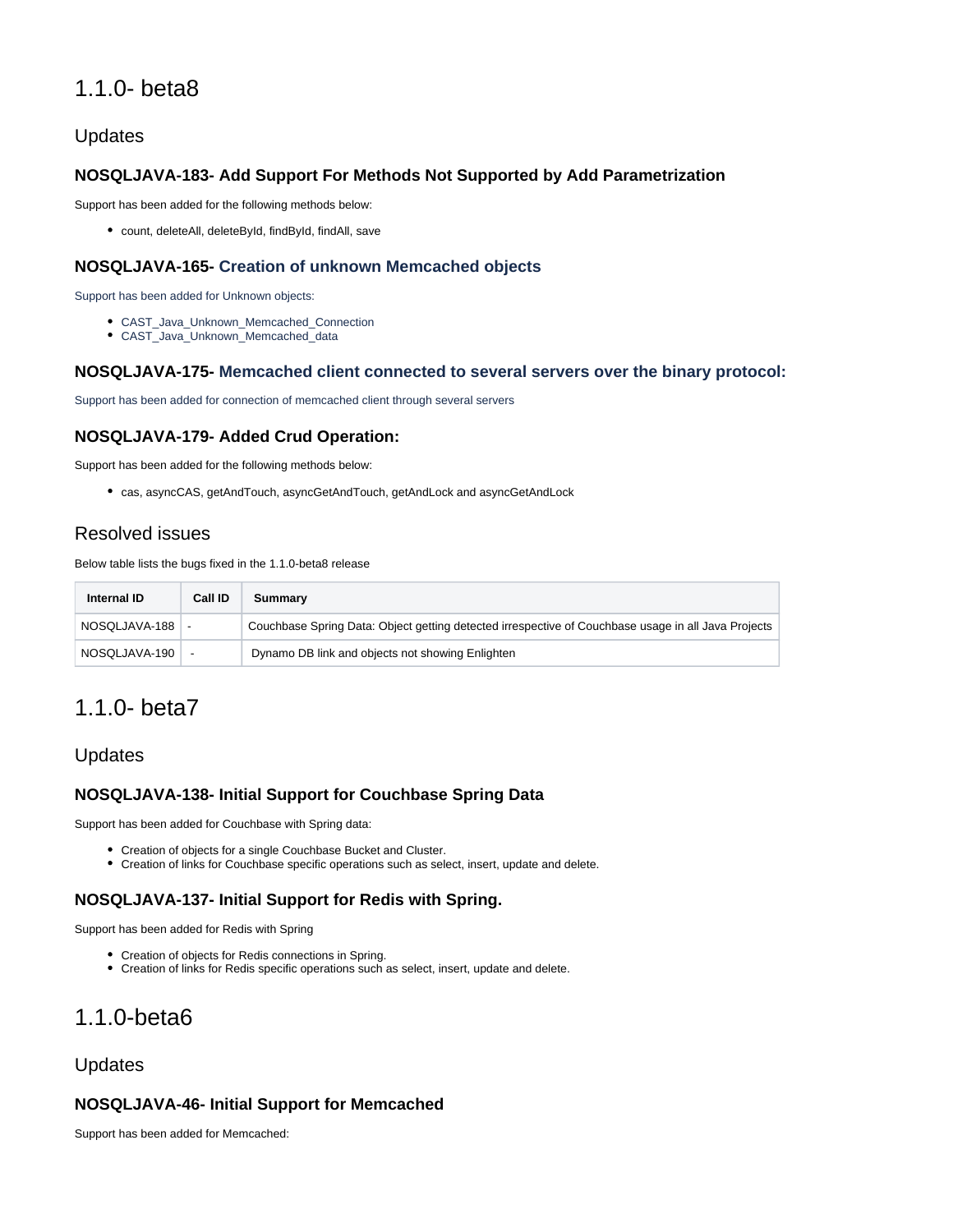# 1.1.0- beta8

## Updates

### NOSQLJAVA-183- Add Support For Methods Not Supported by Add Parametrization

Support has been added for the following methods below:

- count, deleteAll, deleteById, findById, findAll, save

### NOSQLJAVA-165- Creation of unknown Memcached objects

Support has been added for Unknown objects:

- CAST_Java_Unknown_Memcached_Connection
- CAST_Java_Unknown_Memcached_data

### NOSQLJAVA-175- Memcached client connected to several servers over the binary protocol:

Support has been added for connection of memcached client through several servers

### NOSQLJAVA-179- Added Crud Operation:

Support has been added for the following methods below:

- cas, asyncCAS, getAndTouch, asyncGetAndTouch, getAndLock and asyncGetAndLock

## Resolved issues

Below table lists the bugs fixed in the 1.1.0-beta8 release

| Internal ID | Call ID | Summary |
|---|---|---|
| NOSQLJAVA-188 | - | Couchbase Spring Data: Object getting detected irrespective of Couchbase usage in all Java Projects |
| NOSQLJAVA-190 | - | Dynamo DB link and objects not showing Enlighten |

# 1.1.0- beta7

## Updates

### NOSQLJAVA-138- Initial Support for Couchbase Spring Data

Support has been added for Couchbase with Spring data:

- Creation of objects for a single Couchbase Bucket and Cluster.
- Creation of links for Couchbase specific operations such as select, insert, update and delete.

### NOSQLJAVA-137- Initial Support for Redis with Spring.

Support has been added for Redis with Spring

- Creation of objects for Redis connections in Spring.
- Creation of links for Redis specific operations such as select, insert, update and delete.

# 1.1.0-beta6

## Updates

### NOSQLJAVA-46- Initial Support for Memcached

Support has been added for Memcached: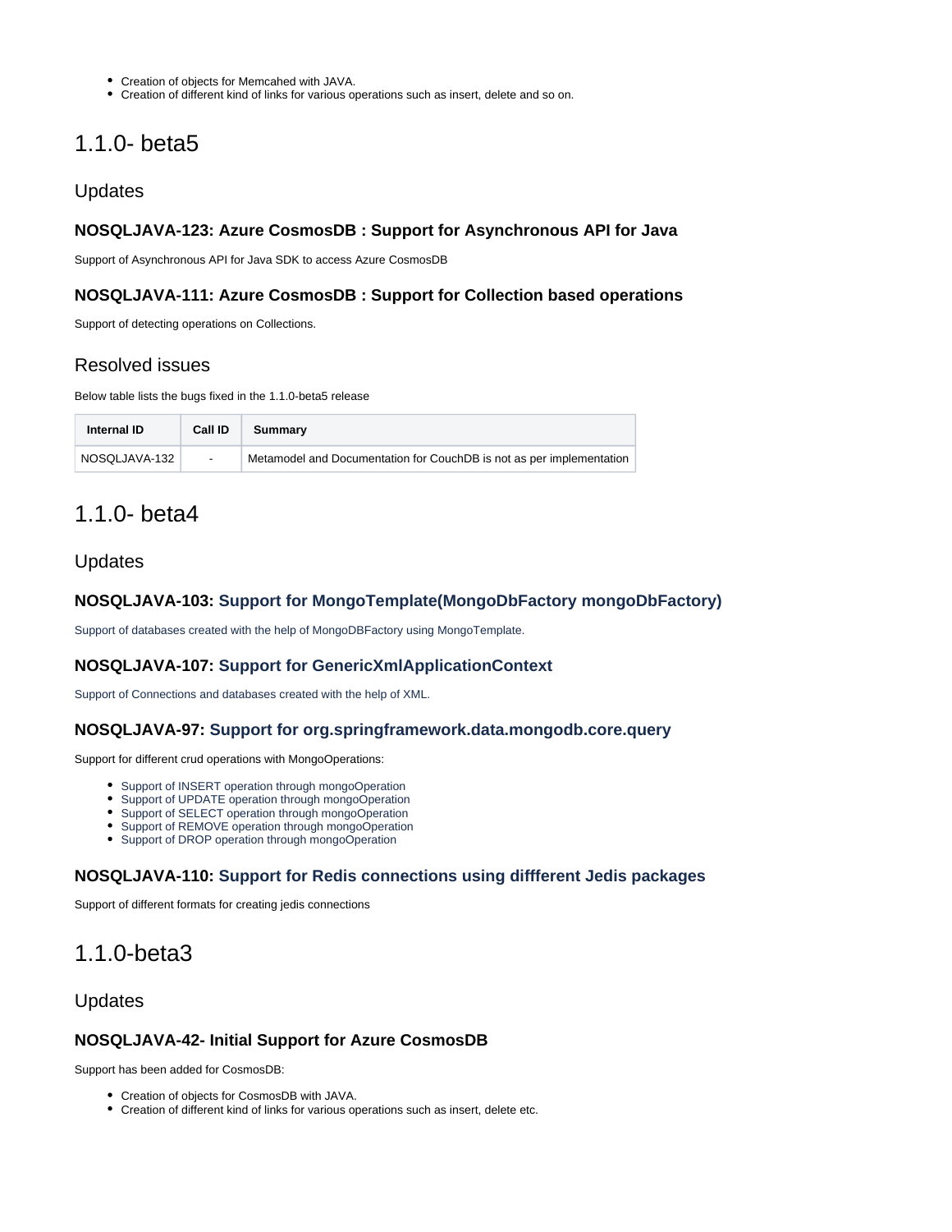- Creation of objects for Memcahed with JAVA.
- Creation of different kind of links for various operations such as insert, delete and so on.

# 1.1.0- beta5

## Updates

### NOSQLJAVA-123: Azure CosmosDB : Support for Asynchronous API for Java

Support of Asynchronous API for Java SDK to access Azure CosmosDB

### NOSQLJAVA-111: Azure CosmosDB : Support for Collection based operations

Support of detecting operations on Collections.

## Resolved issues

Below table lists the bugs fixed in the 1.1.0-beta5 release

| Internal ID | Call ID | Summary |
|---|---|---|
| NOSQLJAVA-132 | - | Metamodel and Documentation for CouchDB is not as per implementation |

# 1.1.0- beta4

## Updates

### NOSQLJAVA-103: Support for MongoTemplate(MongoDbFactory mongoDbFactory)

Support of databases created with the help of MongoDBFactory using MongoTemplate.

### NOSQLJAVA-107: Support for GenericXmlApplicationContext

Support of Connections and databases created with the help of XML.

### NOSQLJAVA-97: Support for org.springframework.data.mongodb.core.query

Support for different crud operations with MongoOperations:

- Support of INSERT operation through mongoOperation
- Support of UPDATE operation through mongoOperation
- Support of SELECT operation through mongoOperation
- Support of REMOVE operation through mongoOperation
- Support of DROP operation through mongoOperation

### NOSQLJAVA-110: Support for Redis connections using diffferent Jedis packages

Support of different formats for creating jedis connections

# 1.1.0-beta3

## Updates

### NOSQLJAVA-42- Initial Support for Azure CosmosDB

Support has been added for CosmosDB:

- Creation of objects for CosmosDB with JAVA.
- Creation of different kind of links for various operations such as insert, delete etc.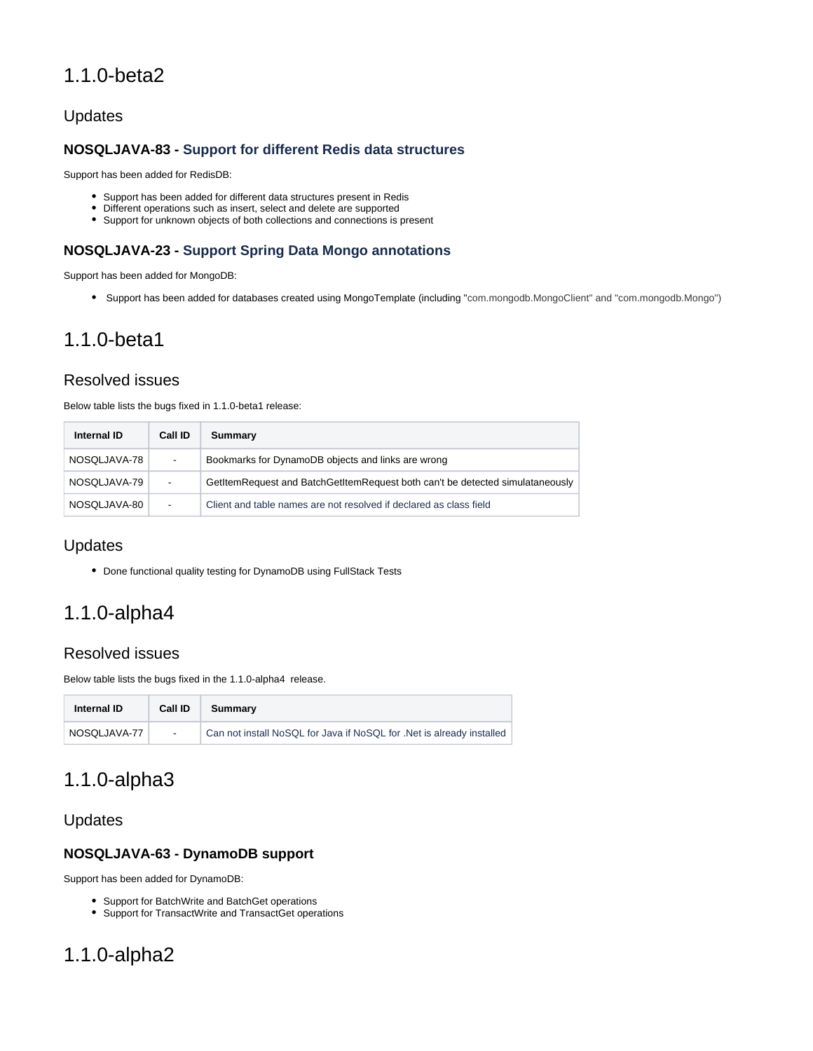# 1.1.0-beta2

## Updates

### NOSQLJAVA-83 - Support for different Redis data structures

Support has been added for RedisDB:

- Support has been added for different data structures present in Redis
- Different operations such as insert, select and delete are supported
- Support for unknown objects of both collections and connections is present

### NOSQLJAVA-23 - Support Spring Data Mongo annotations

Support has been added for MongoDB:

- Support has been added for databases created using MongoTemplate (including "com.mongodb.MongoClient" and "com.mongodb.Mongo")

# 1.1.0-beta1

## Resolved issues

Below table lists the bugs fixed in 1.1.0-beta1 release:

| Internal ID | Call ID | Summary |
| --- | --- | --- |
| NOSQLJAVA-78 | - | Bookmarks for DynamoDB objects and links are wrong |
| NOSQLJAVA-79 | - | GetItemRequest and BatchGetItemRequest both can't be detected simulataneously |
| NOSQLJAVA-80 | - | Client and table names are not resolved if declared as class field |

## Updates

- Done functional quality testing for DynamoDB using FullStack Tests

# 1.1.0-alpha4

## Resolved issues

Below table lists the bugs fixed in the 1.1.0-alpha4 release.

| Internal ID | Call ID | Summary |
| --- | --- | --- |
| NOSQLJAVA-77 | - | Can not install NoSQL for Java if NoSQL for .Net is already installed |

# 1.1.0-alpha3

## Updates

### NOSQLJAVA-63 - DynamoDB support

Support has been added for DynamoDB:

- Support for BatchWrite and BatchGet operations
- Support for TransactWrite and TransactGet operations

# 1.1.0-alpha2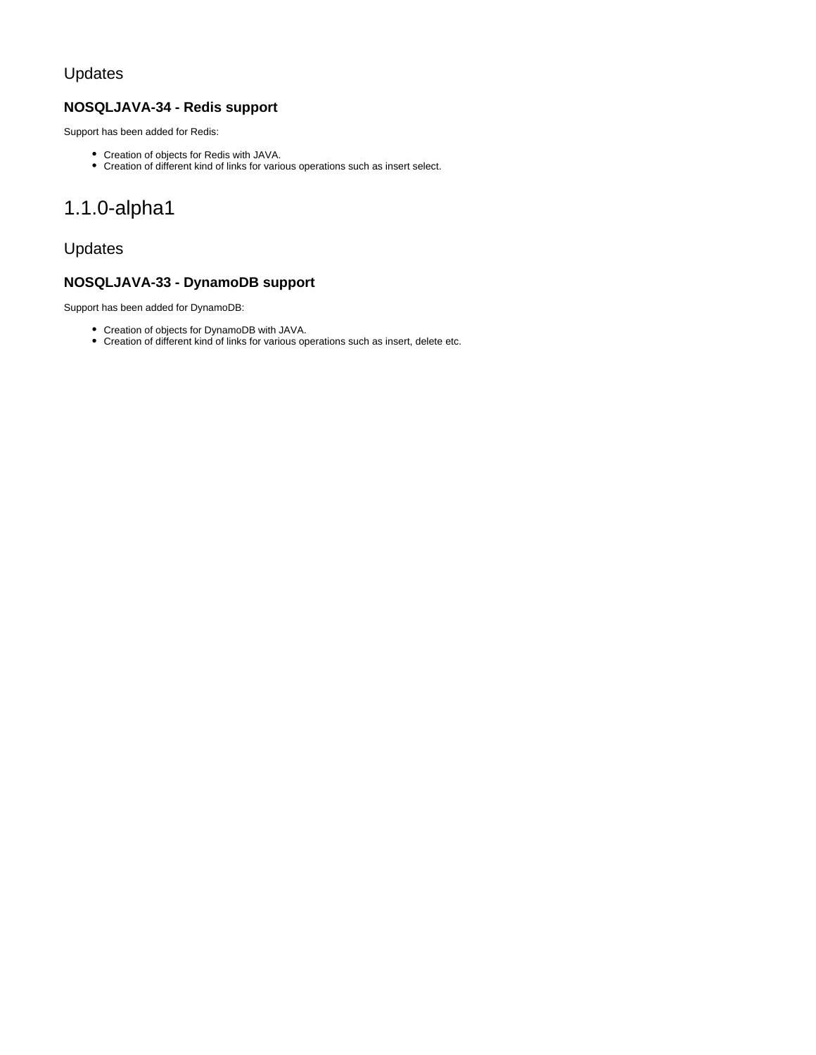## Updates

### NOSQLJAVA-34 - Redis support

Support has been added for Redis:

- Creation of objects for Redis with JAVA.
- Creation of different kind of links for various operations such as insert select.

# 1.1.0-alpha1

## Updates

### NOSQLJAVA-33 - DynamoDB support

Support has been added for DynamoDB:

- Creation of objects for DynamoDB with JAVA.
- Creation of different kind of links for various operations such as insert, delete etc.